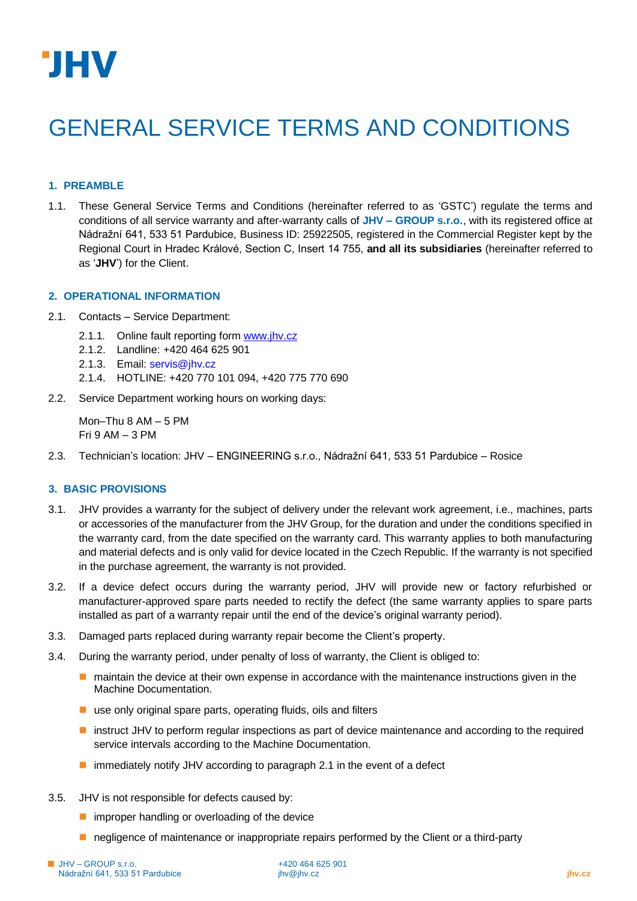# GENERAL SERVICE TERMS AND CONDITIONS

## 1. PREAMBLE

1.1. These General Service Terms and Conditions (hereinafter referred to as 'GSTC') regulate the terms and conditions of all service warranty and after-warranty calls of **JHV – GROUP s.r.o.**, with its registered office at Nádražní 641, 533 51 Pardubice, Business ID: 25922505, registered in the Commercial Register kept by the Regional Court in Hradec Králové, Section C, Insert 14 755, **and all its subsidiaries** (hereinafter referred to as '**JHV**') for the Client.

## 2. OPERATIONAL INFORMATION

2.1. Contacts – Service Department:

- 2.1.1. Online fault reporting form www.jhv.cz
- 2.1.2. Landline: +420 464 625 901
- 2.1.3. Email: servis@jhv.cz
- 2.1.4. HOTLINE: +420 770 101 094, +420 775 770 690

2.2. Service Department working hours on working days:

Mon–Thu 8 AM – 5 PM
Fri 9 AM – 3 PM

2.3. Technician's location: JHV – ENGINEERING s.r.o., Nádražní 641, 533 51 Pardubice – Rosice

## 3. BASIC PROVISIONS

3.1. JHV provides a warranty for the subject of delivery under the relevant work agreement, i.e., machines, parts or accessories of the manufacturer from the JHV Group, for the duration and under the conditions specified in the warranty card, from the date specified on the warranty card. This warranty applies to both manufacturing and material defects and is only valid for device located in the Czech Republic. If the warranty is not specified in the purchase agreement, the warranty is not provided.

3.2. If a device defect occurs during the warranty period, JHV will provide new or factory refurbished or manufacturer-approved spare parts needed to rectify the defect (the same warranty applies to spare parts installed as part of a warranty repair until the end of the device's original warranty period).

3.3. Damaged parts replaced during warranty repair become the Client's property.

3.4. During the warranty period, under penalty of loss of warranty, the Client is obliged to:

- maintain the device at their own expense in accordance with the maintenance instructions given in the Machine Documentation.
- use only original spare parts, operating fluids, oils and filters
- instruct JHV to perform regular inspections as part of device maintenance and according to the required service intervals according to the Machine Documentation.
- immediately notify JHV according to paragraph 2.1 in the event of a defect

3.5. JHV is not responsible for defects caused by:

- improper handling or overloading of the device
- negligence of maintenance or inappropriate repairs performed by the Client or a third-party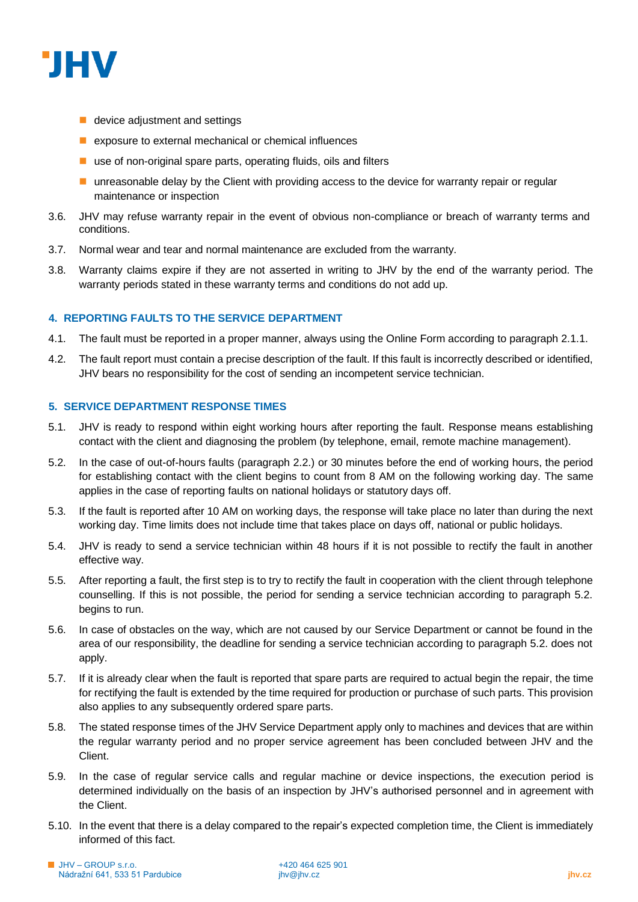- device adjustment and settings
- exposure to external mechanical or chemical influences
- use of non-original spare parts, operating fluids, oils and filters
- unreasonable delay by the Client with providing access to the device for warranty repair or regular maintenance or inspection

3.6. JHV may refuse warranty repair in the event of obvious non-compliance or breach of warranty terms and conditions.

3.7. Normal wear and tear and normal maintenance are excluded from the warranty.

3.8. Warranty claims expire if they are not asserted in writing to JHV by the end of the warranty period. The warranty periods stated in these warranty terms and conditions do not add up.

## 4. REPORTING FAULTS TO THE SERVICE DEPARTMENT

4.1. The fault must be reported in a proper manner, always using the Online Form according to paragraph 2.1.1.

4.2. The fault report must contain a precise description of the fault. If this fault is incorrectly described or identified, JHV bears no responsibility for the cost of sending an incompetent service technician.

## 5. SERVICE DEPARTMENT RESPONSE TIMES

5.1. JHV is ready to respond within eight working hours after reporting the fault. Response means establishing contact with the client and diagnosing the problem (by telephone, email, remote machine management).

5.2. In the case of out-of-hours faults (paragraph 2.2.) or 30 minutes before the end of working hours, the period for establishing contact with the client begins to count from 8 AM on the following working day. The same applies in the case of reporting faults on national holidays or statutory days off.

5.3. If the fault is reported after 10 AM on working days, the response will take place no later than during the next working day. Time limits does not include time that takes place on days off, national or public holidays.

5.4. JHV is ready to send a service technician within 48 hours if it is not possible to rectify the fault in another effective way.

5.5. After reporting a fault, the first step is to try to rectify the fault in cooperation with the client through telephone counselling. If this is not possible, the period for sending a service technician according to paragraph 5.2. begins to run.

5.6. In case of obstacles on the way, which are not caused by our Service Department or cannot be found in the area of our responsibility, the deadline for sending a service technician according to paragraph 5.2. does not apply.

5.7. If it is already clear when the fault is reported that spare parts are required to actual begin the repair, the time for rectifying the fault is extended by the time required for production or purchase of such parts. This provision also applies to any subsequently ordered spare parts.

5.8. The stated response times of the JHV Service Department apply only to machines and devices that are within the regular warranty period and no proper service agreement has been concluded between JHV and the Client.

5.9. In the case of regular service calls and regular machine or device inspections, the execution period is determined individually on the basis of an inspection by JHV's authorised personnel and in agreement with the Client.

5.10. In the event that there is a delay compared to the repair's expected completion time, the Client is immediately informed of this fact.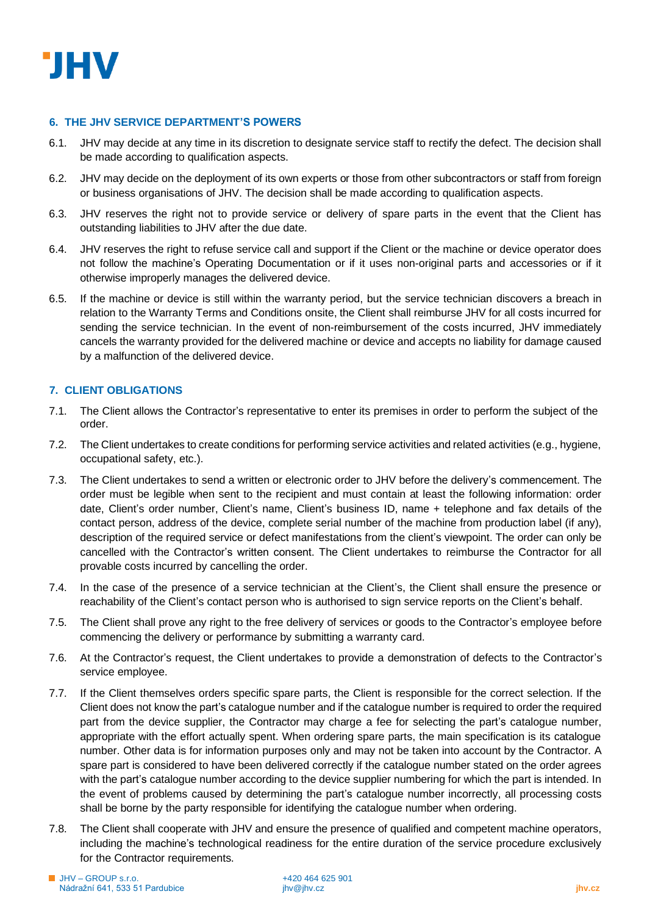## 6. THE JHV SERVICE DEPARTMENT'S POWERS

6.1. JHV may decide at any time in its discretion to designate service staff to rectify the defect. The decision shall be made according to qualification aspects.

6.2. JHV may decide on the deployment of its own experts or those from other subcontractors or staff from foreign or business organisations of JHV. The decision shall be made according to qualification aspects.

6.3. JHV reserves the right not to provide service or delivery of spare parts in the event that the Client has outstanding liabilities to JHV after the due date.

6.4. JHV reserves the right to refuse service call and support if the Client or the machine or device operator does not follow the machine's Operating Documentation or if it uses non-original parts and accessories or if it otherwise improperly manages the delivered device.

6.5. If the machine or device is still within the warranty period, but the service technician discovers a breach in relation to the Warranty Terms and Conditions onsite, the Client shall reimburse JHV for all costs incurred for sending the service technician. In the event of non-reimbursement of the costs incurred, JHV immediately cancels the warranty provided for the delivered machine or device and accepts no liability for damage caused by a malfunction of the delivered device.

## 7. CLIENT OBLIGATIONS

7.1. The Client allows the Contractor's representative to enter its premises in order to perform the subject of the order.

7.2. The Client undertakes to create conditions for performing service activities and related activities (e.g., hygiene, occupational safety, etc.).

7.3. The Client undertakes to send a written or electronic order to JHV before the delivery's commencement. The order must be legible when sent to the recipient and must contain at least the following information: order date, Client's order number, Client's name, Client's business ID, name + telephone and fax details of the contact person, address of the device, complete serial number of the machine from production label (if any), description of the required service or defect manifestations from the client's viewpoint. The order can only be cancelled with the Contractor's written consent. The Client undertakes to reimburse the Contractor for all provable costs incurred by cancelling the order.

7.4. In the case of the presence of a service technician at the Client's, the Client shall ensure the presence or reachability of the Client's contact person who is authorised to sign service reports on the Client's behalf.

7.5. The Client shall prove any right to the free delivery of services or goods to the Contractor's employee before commencing the delivery or performance by submitting a warranty card.

7.6. At the Contractor's request, the Client undertakes to provide a demonstration of defects to the Contractor's service employee.

7.7. If the Client themselves orders specific spare parts, the Client is responsible for the correct selection. If the Client does not know the part's catalogue number and if the catalogue number is required to order the required part from the device supplier, the Contractor may charge a fee for selecting the part's catalogue number, appropriate with the effort actually spent. When ordering spare parts, the main specification is its catalogue number. Other data is for information purposes only and may not be taken into account by the Contractor. A spare part is considered to have been delivered correctly if the catalogue number stated on the order agrees with the part's catalogue number according to the device supplier numbering for which the part is intended. In the event of problems caused by determining the part's catalogue number incorrectly, all processing costs shall be borne by the party responsible for identifying the catalogue number when ordering.

7.8. The Client shall cooperate with JHV and ensure the presence of qualified and competent machine operators, including the machine's technological readiness for the entire duration of the service procedure exclusively for the Contractor requirements.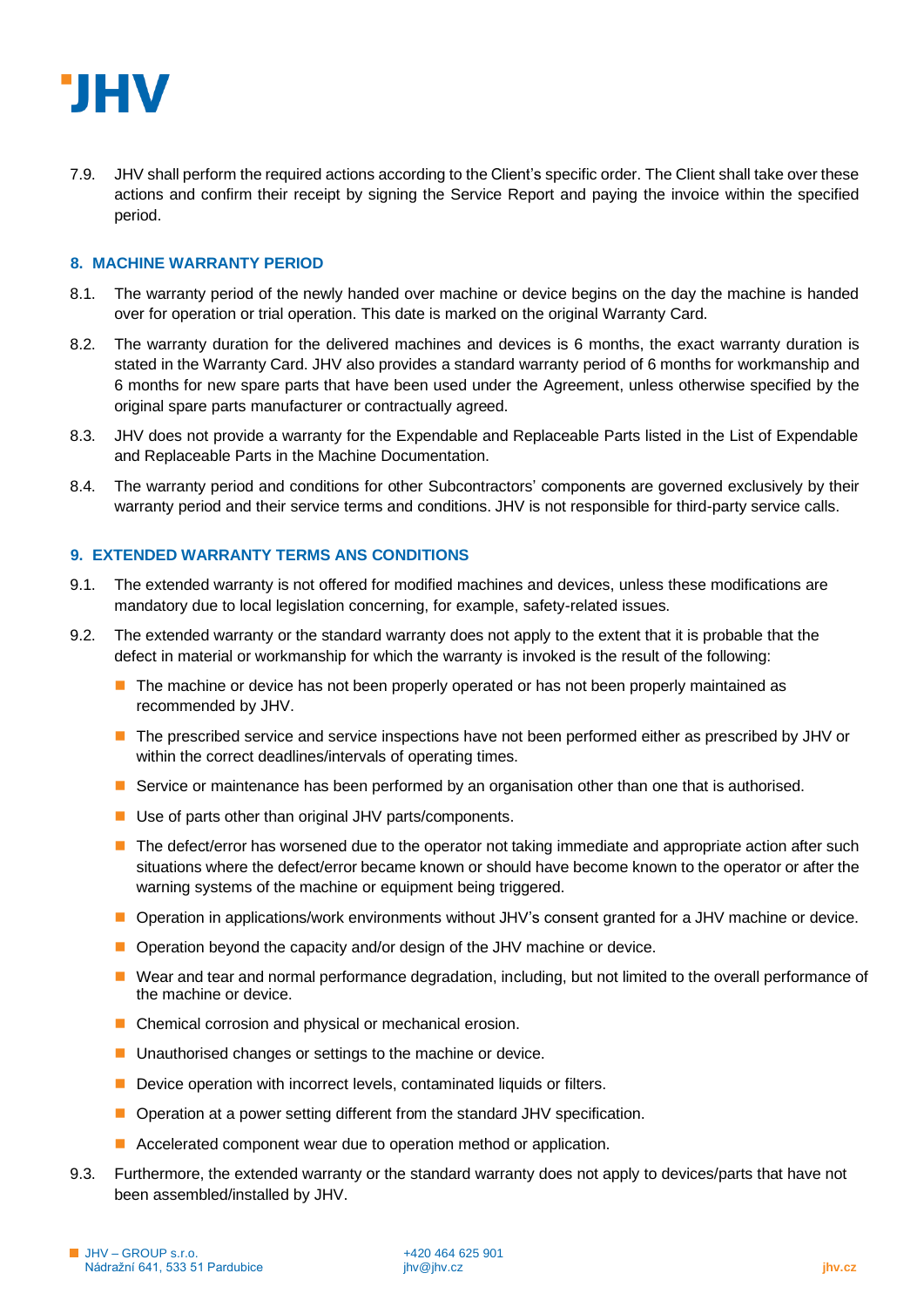7.9. JHV shall perform the required actions according to the Client's specific order. The Client shall take over these actions and confirm their receipt by signing the Service Report and paying the invoice within the specified period.

## 8. MACHINE WARRANTY PERIOD

8.1. The warranty period of the newly handed over machine or device begins on the day the machine is handed over for operation or trial operation. This date is marked on the original Warranty Card.

8.2. The warranty duration for the delivered machines and devices is 6 months, the exact warranty duration is stated in the Warranty Card. JHV also provides a standard warranty period of 6 months for workmanship and 6 months for new spare parts that have been used under the Agreement, unless otherwise specified by the original spare parts manufacturer or contractually agreed.

8.3. JHV does not provide a warranty for the Expendable and Replaceable Parts listed in the List of Expendable and Replaceable Parts in the Machine Documentation.

8.4. The warranty period and conditions for other Subcontractors' components are governed exclusively by their warranty period and their service terms and conditions. JHV is not responsible for third-party service calls.

## 9. EXTENDED WARRANTY TERMS ANS CONDITIONS

9.1. The extended warranty is not offered for modified machines and devices, unless these modifications are mandatory due to local legislation concerning, for example, safety-related issues.

9.2. The extended warranty or the standard warranty does not apply to the extent that it is probable that the defect in material or workmanship for which the warranty is invoked is the result of the following:

- The machine or device has not been properly operated or has not been properly maintained as recommended by JHV.
- The prescribed service and service inspections have not been performed either as prescribed by JHV or within the correct deadlines/intervals of operating times.
- Service or maintenance has been performed by an organisation other than one that is authorised.
- Use of parts other than original JHV parts/components.
- The defect/error has worsened due to the operator not taking immediate and appropriate action after such situations where the defect/error became known or should have become known to the operator or after the warning systems of the machine or equipment being triggered.
- Operation in applications/work environments without JHV's consent granted for a JHV machine or device.
- Operation beyond the capacity and/or design of the JHV machine or device.
- Wear and tear and normal performance degradation, including, but not limited to the overall performance of the machine or device.
- Chemical corrosion and physical or mechanical erosion.
- Unauthorised changes or settings to the machine or device.
- Device operation with incorrect levels, contaminated liquids or filters.
- Operation at a power setting different from the standard JHV specification.
- Accelerated component wear due to operation method or application.

9.3. Furthermore, the extended warranty or the standard warranty does not apply to devices/parts that have not been assembled/installed by JHV.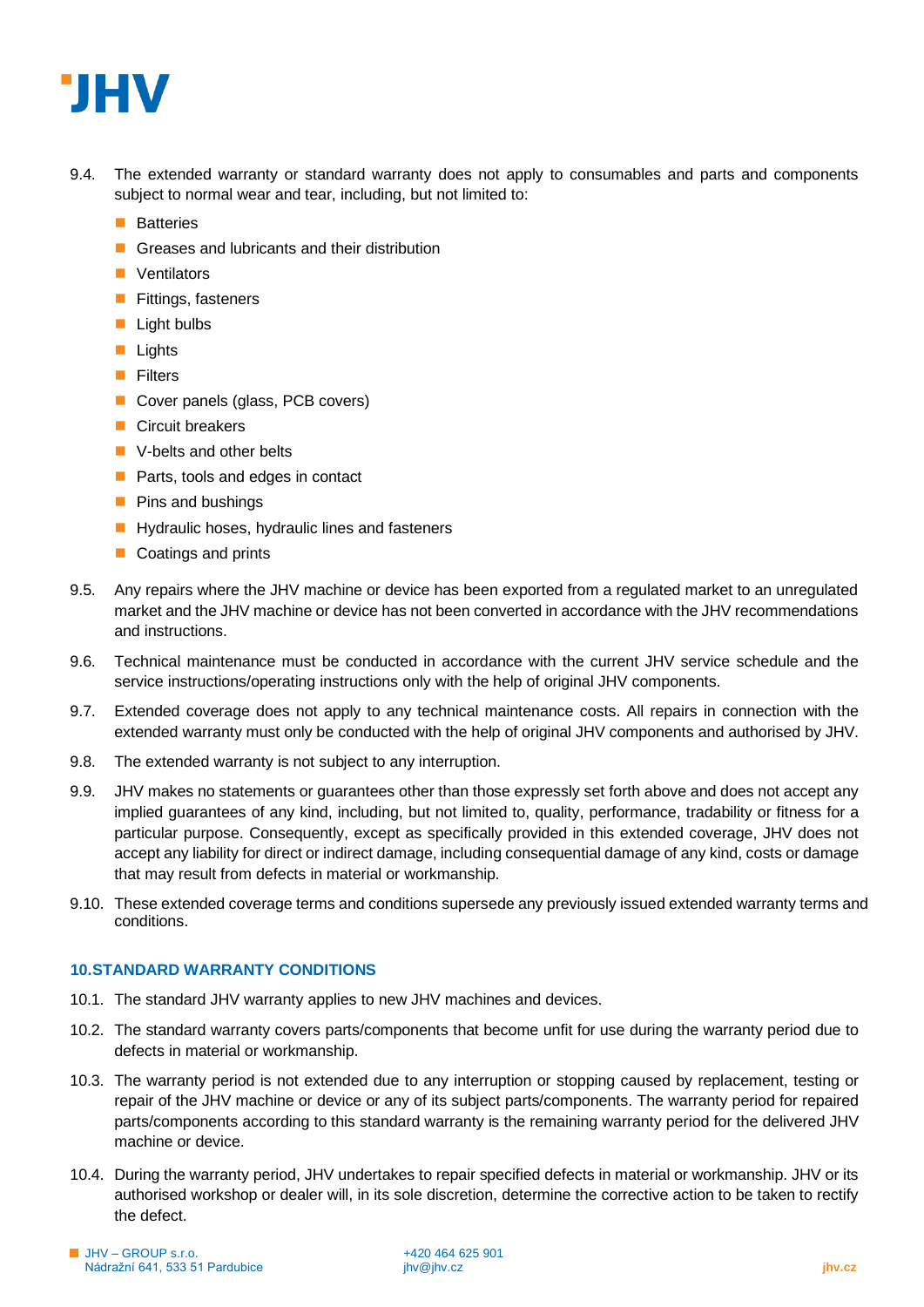9.4. The extended warranty or standard warranty does not apply to consumables and parts and components subject to normal wear and tear, including, but not limited to:

- Batteries
- Greases and lubricants and their distribution
- Ventilators
- Fittings, fasteners
- Light bulbs
- Lights
- Filters
- Cover panels (glass, PCB covers)
- Circuit breakers
- V-belts and other belts
- Parts, tools and edges in contact
- Pins and bushings
- Hydraulic hoses, hydraulic lines and fasteners
- Coatings and prints

9.5. Any repairs where the JHV machine or device has been exported from a regulated market to an unregulated market and the JHV machine or device has not been converted in accordance with the JHV recommendations and instructions.

9.6. Technical maintenance must be conducted in accordance with the current JHV service schedule and the service instructions/operating instructions only with the help of original JHV components.

9.7. Extended coverage does not apply to any technical maintenance costs. All repairs in connection with the extended warranty must only be conducted with the help of original JHV components and authorised by JHV.

9.8. The extended warranty is not subject to any interruption.

9.9. JHV makes no statements or guarantees other than those expressly set forth above and does not accept any implied guarantees of any kind, including, but not limited to, quality, performance, tradability or fitness for a particular purpose. Consequently, except as specifically provided in this extended coverage, JHV does not accept any liability for direct or indirect damage, including consequential damage of any kind, costs or damage that may result from defects in material or workmanship.

9.10. These extended coverage terms and conditions supersede any previously issued extended warranty terms and conditions.

## 10. STANDARD WARRANTY CONDITIONS

10.1. The standard JHV warranty applies to new JHV machines and devices.

10.2. The standard warranty covers parts/components that become unfit for use during the warranty period due to defects in material or workmanship.

10.3. The warranty period is not extended due to any interruption or stopping caused by replacement, testing or repair of the JHV machine or device or any of its subject parts/components. The warranty period for repaired parts/components according to this standard warranty is the remaining warranty period for the delivered JHV machine or device.

10.4. During the warranty period, JHV undertakes to repair specified defects in material or workmanship. JHV or its authorised workshop or dealer will, in its sole discretion, determine the corrective action to be taken to rectify the defect.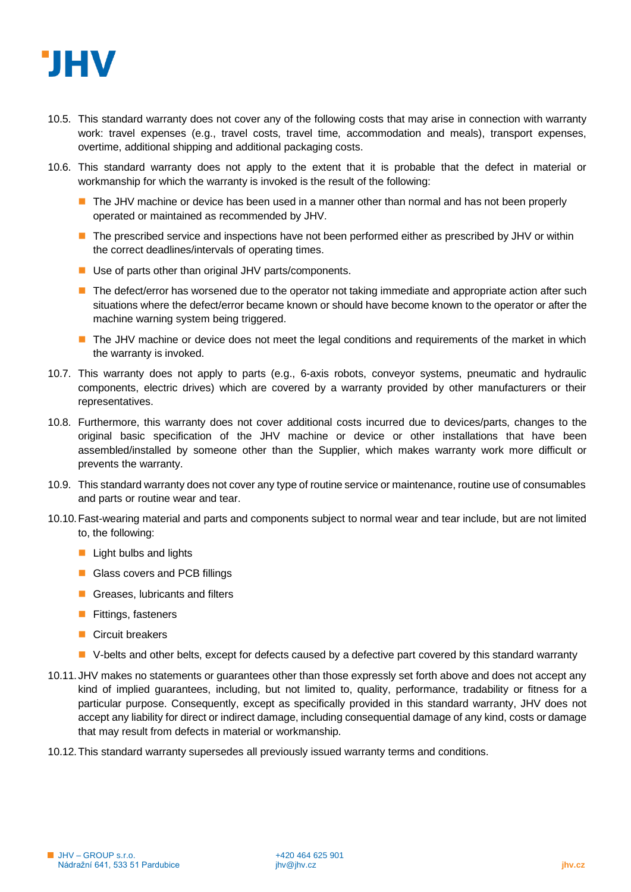10.5. This standard warranty does not cover any of the following costs that may arise in connection with warranty work: travel expenses (e.g., travel costs, travel time, accommodation and meals), transport expenses, overtime, additional shipping and additional packaging costs.

10.6. This standard warranty does not apply to the extent that it is probable that the defect in material or workmanship for which the warranty is invoked is the result of the following:

- The JHV machine or device has been used in a manner other than normal and has not been properly operated or maintained as recommended by JHV.
- The prescribed service and inspections have not been performed either as prescribed by JHV or within the correct deadlines/intervals of operating times.
- Use of parts other than original JHV parts/components.
- The defect/error has worsened due to the operator not taking immediate and appropriate action after such situations where the defect/error became known or should have become known to the operator or after the machine warning system being triggered.
- The JHV machine or device does not meet the legal conditions and requirements of the market in which the warranty is invoked.

10.7. This warranty does not apply to parts (e.g., 6-axis robots, conveyor systems, pneumatic and hydraulic components, electric drives) which are covered by a warranty provided by other manufacturers or their representatives.

10.8. Furthermore, this warranty does not cover additional costs incurred due to devices/parts, changes to the original basic specification of the JHV machine or device or other installations that have been assembled/installed by someone other than the Supplier, which makes warranty work more difficult or prevents the warranty.

10.9. This standard warranty does not cover any type of routine service or maintenance, routine use of consumables and parts or routine wear and tear.

10.10. Fast-wearing material and parts and components subject to normal wear and tear include, but are not limited to, the following:

- Light bulbs and lights
- Glass covers and PCB fillings
- Greases, lubricants and filters
- Fittings, fasteners
- Circuit breakers
- V-belts and other belts, except for defects caused by a defective part covered by this standard warranty

10.11. JHV makes no statements or guarantees other than those expressly set forth above and does not accept any kind of implied guarantees, including, but not limited to, quality, performance, tradability or fitness for a particular purpose. Consequently, except as specifically provided in this standard warranty, JHV does not accept any liability for direct or indirect damage, including consequential damage of any kind, costs or damage that may result from defects in material or workmanship.

10.12. This standard warranty supersedes all previously issued warranty terms and conditions.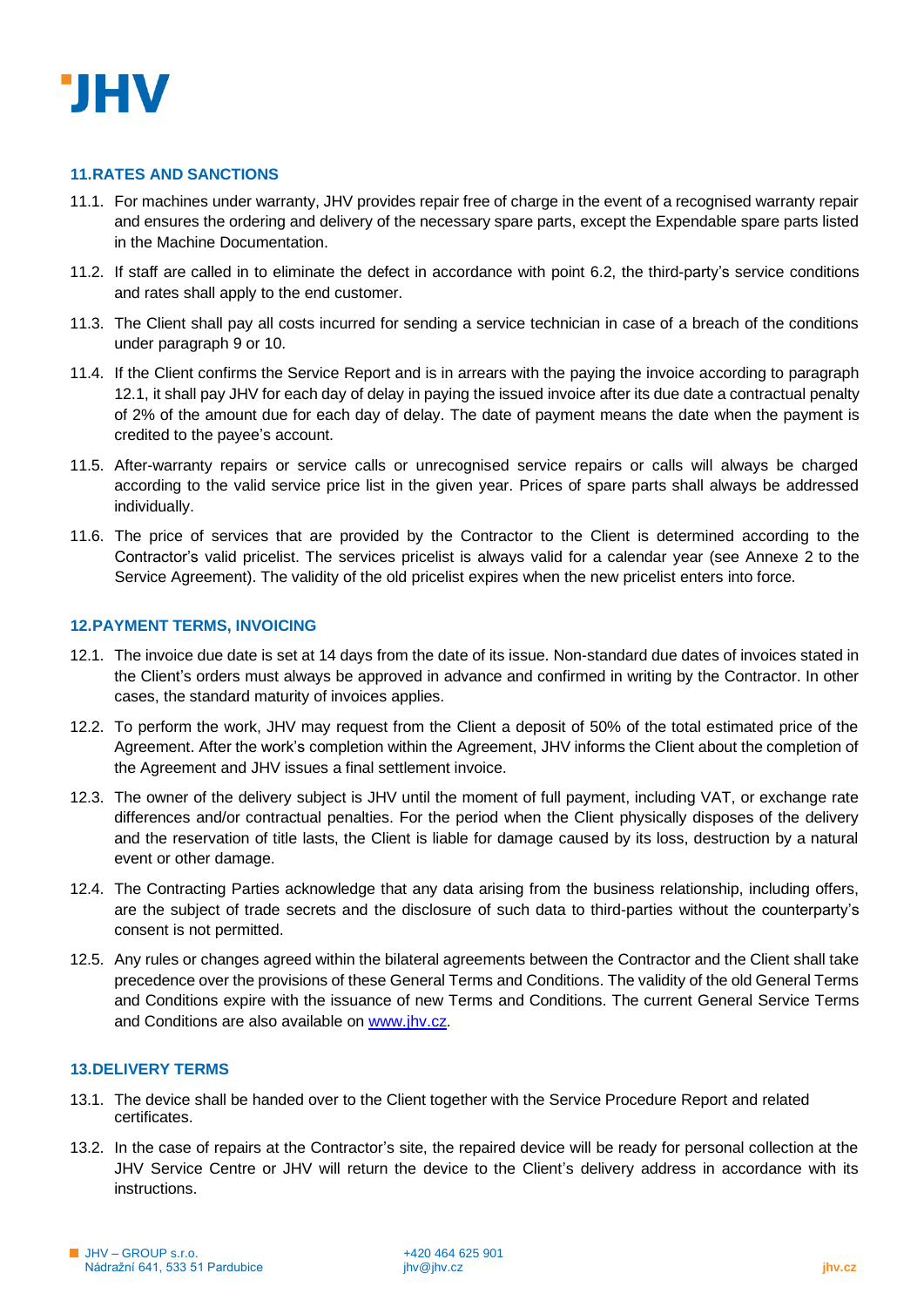## 11. RATES AND SANCTIONS

11.1. For machines under warranty, JHV provides repair free of charge in the event of a recognised warranty repair and ensures the ordering and delivery of the necessary spare parts, except the Expendable spare parts listed in the Machine Documentation.

11.2. If staff are called in to eliminate the defect in accordance with point 6.2, the third-party's service conditions and rates shall apply to the end customer.

11.3. The Client shall pay all costs incurred for sending a service technician in case of a breach of the conditions under paragraph 9 or 10.

11.4. If the Client confirms the Service Report and is in arrears with the paying the invoice according to paragraph 12.1, it shall pay JHV for each day of delay in paying the issued invoice after its due date a contractual penalty of 2% of the amount due for each day of delay. The date of payment means the date when the payment is credited to the payee's account.

11.5. After-warranty repairs or service calls or unrecognised service repairs or calls will always be charged according to the valid service price list in the given year. Prices of spare parts shall always be addressed individually.

11.6. The price of services that are provided by the Contractor to the Client is determined according to the Contractor's valid pricelist. The services pricelist is always valid for a calendar year (see Annexe 2 to the Service Agreement). The validity of the old pricelist expires when the new pricelist enters into force.

## 12. PAYMENT TERMS, INVOICING

12.1. The invoice due date is set at 14 days from the date of its issue. Non-standard due dates of invoices stated in the Client's orders must always be approved in advance and confirmed in writing by the Contractor. In other cases, the standard maturity of invoices applies.

12.2. To perform the work, JHV may request from the Client a deposit of 50% of the total estimated price of the Agreement. After the work's completion within the Agreement, JHV informs the Client about the completion of the Agreement and JHV issues a final settlement invoice.

12.3. The owner of the delivery subject is JHV until the moment of full payment, including VAT, or exchange rate differences and/or contractual penalties. For the period when the Client physically disposes of the delivery and the reservation of title lasts, the Client is liable for damage caused by its loss, destruction by a natural event or other damage.

12.4. The Contracting Parties acknowledge that any data arising from the business relationship, including offers, are the subject of trade secrets and the disclosure of such data to third-parties without the counterparty's consent is not permitted.

12.5. Any rules or changes agreed within the bilateral agreements between the Contractor and the Client shall take precedence over the provisions of these General Terms and Conditions. The validity of the old General Terms and Conditions expire with the issuance of new Terms and Conditions. The current General Service Terms and Conditions are also available on [www.jhv.cz](http://www.jhv.cz).

## 13. DELIVERY TERMS

13.1. The device shall be handed over to the Client together with the Service Procedure Report and related certificates.

13.2. In the case of repairs at the Contractor's site, the repaired device will be ready for personal collection at the JHV Service Centre or JHV will return the device to the Client's delivery address in accordance with its instructions.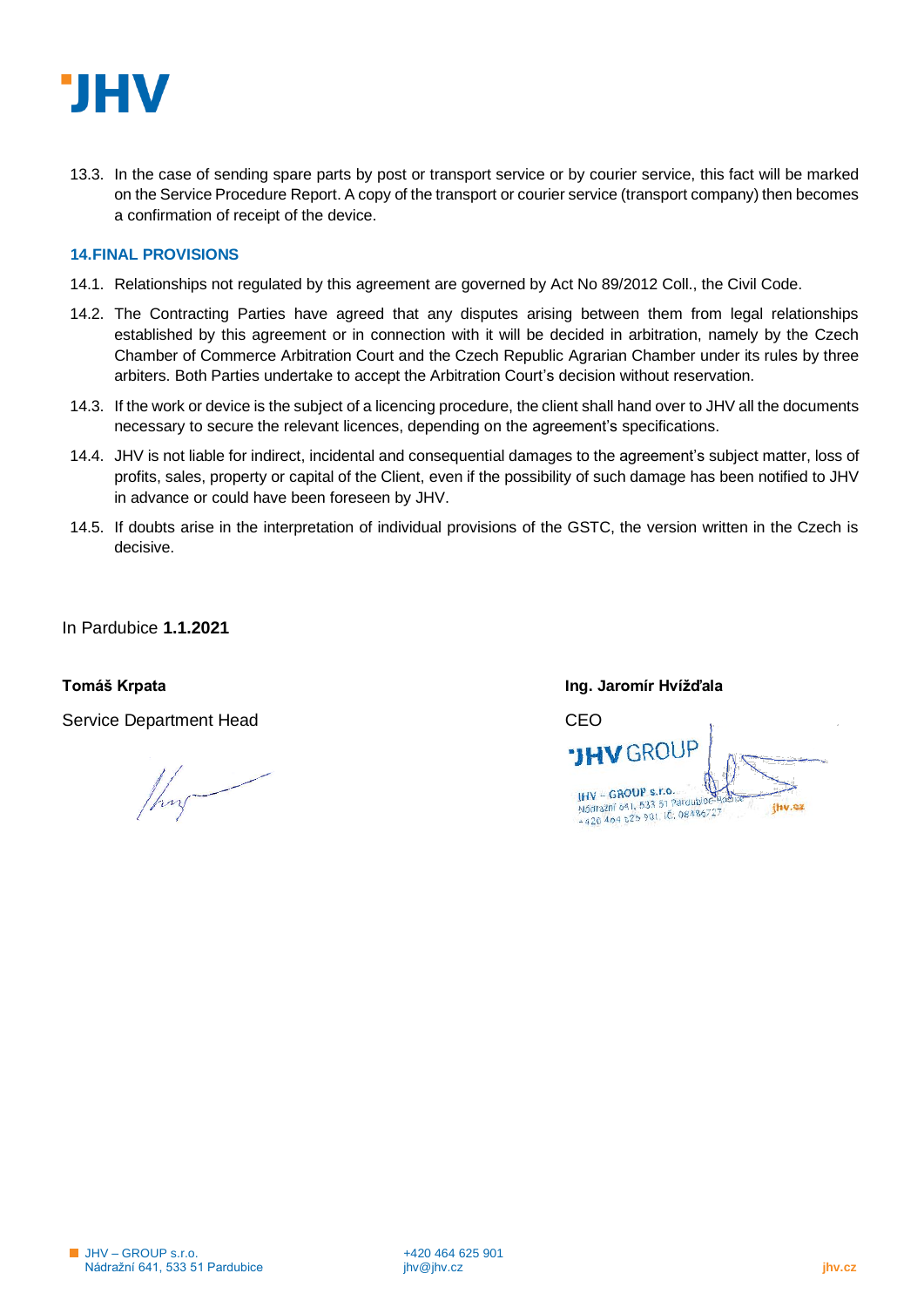13.3. In the case of sending spare parts by post or transport service or by courier service, this fact will be marked on the Service Procedure Report. A copy of the transport or courier service (transport company) then becomes a confirmation of receipt of the device.

## 14.FINAL PROVISIONS

14.1. Relationships not regulated by this agreement are governed by Act No 89/2012 Coll., the Civil Code.

14.2. The Contracting Parties have agreed that any disputes arising between them from legal relationships established by this agreement or in connection with it will be decided in arbitration, namely by the Czech Chamber of Commerce Arbitration Court and the Czech Republic Agrarian Chamber under its rules by three arbiters. Both Parties undertake to accept the Arbitration Court's decision without reservation.

14.3. If the work or device is the subject of a licencing procedure, the client shall hand over to JHV all the documents necessary to secure the relevant licences, depending on the agreement's specifications.

14.4. JHV is not liable for indirect, incidental and consequential damages to the agreement's subject matter, loss of profits, sales, property or capital of the Client, even if the possibility of such damage has been notified to JHV in advance or could have been foreseen by JHV.

14.5. If doubts arise in the interpretation of individual provisions of the GSTC, the version written in the Czech is decisive.

In Pardubice **1.1.2021**

**Tomáš Krpata**

Service Department Head

**Ing. Jaromír Hvížďala**

CEO

JHV GROUP

JHV – GROUP s.r.o.
Nádražní 641, 533 51 Pardubice
+420 464 625 901, IČ: 08486727
jhv.cz